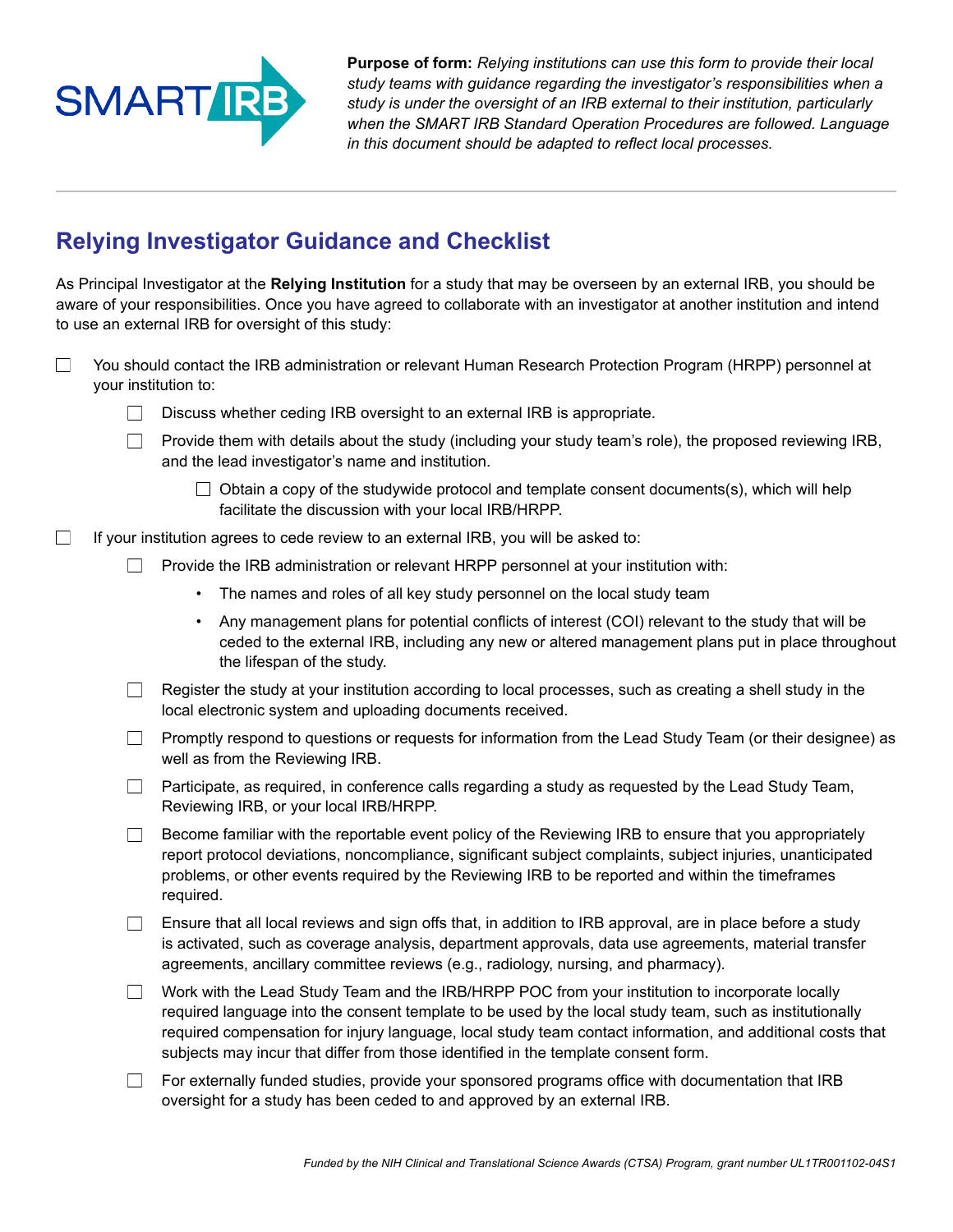SMART IRB

**Purpose of form:** *Relying institutions can use this form to provide their local study teams with guidance regarding the investigator's responsibilities when a study is under the oversight of an IRB external to their institution, particularly when the SMART IRB Standard Operation Procedures are followed. Language in this document should be adapted to reflect local processes.*

## Relying Investigator Guidance and Checklist

As Principal Investigator at the **Relying Institution** for a study that may be overseen by an external IRB, you should be aware of your responsibilities. Once you have agreed to collaborate with an investigator at another institution and intend to use an external IRB for oversight of this study:

- ☐ You should contact the IRB administration or relevant Human Research Protection Program (HRPP) personnel at your institution to:
    - ☐ Discuss whether ceding IRB oversight to an external IRB is appropriate.
    - ☐ Provide them with details about the study (including your study team's role), the proposed reviewing IRB, and the lead investigator's name and institution.
        - ☐ Obtain a copy of the studywide protocol and template consent documents(s), which will help facilitate the discussion with your local IRB/HRPP.
- ☐ If your institution agrees to cede review to an external IRB, you will be asked to:
    - ☐ Provide the IRB administration or relevant HRPP personnel at your institution with:
        - The names and roles of all key study personnel on the local study team
        - Any management plans for potential conflicts of interest (COI) relevant to the study that will be ceded to the external IRB, including any new or altered management plans put in place throughout the lifespan of the study.
    - ☐ Register the study at your institution according to local processes, such as creating a shell study in the local electronic system and uploading documents received.
    - ☐ Promptly respond to questions or requests for information from the Lead Study Team (or their designee) as well as from the Reviewing IRB.
    - ☐ Participate, as required, in conference calls regarding a study as requested by the Lead Study Team, Reviewing IRB, or your local IRB/HRPP.
    - ☐ Become familiar with the reportable event policy of the Reviewing IRB to ensure that you appropriately report protocol deviations, noncompliance, significant subject complaints, subject injuries, unanticipated problems, or other events required by the Reviewing IRB to be reported and within the timeframes required.
    - ☐ Ensure that all local reviews and sign offs that, in addition to IRB approval, are in place before a study is activated, such as coverage analysis, department approvals, data use agreements, material transfer agreements, ancillary committee reviews (e.g., radiology, nursing, and pharmacy).
    - ☐ Work with the Lead Study Team and the IRB/HRPP POC from your institution to incorporate locally required language into the consent template to be used by the local study team, such as institutionally required compensation for injury language, local study team contact information, and additional costs that subjects may incur that differ from those identified in the template consent form.
    - ☐ For externally funded studies, provide your sponsored programs office with documentation that IRB oversight for a study has been ceded to and approved by an external IRB.

*Funded by the NIH Clinical and Translational Science Awards (CTSA) Program, grant number UL1TR001102-04S1*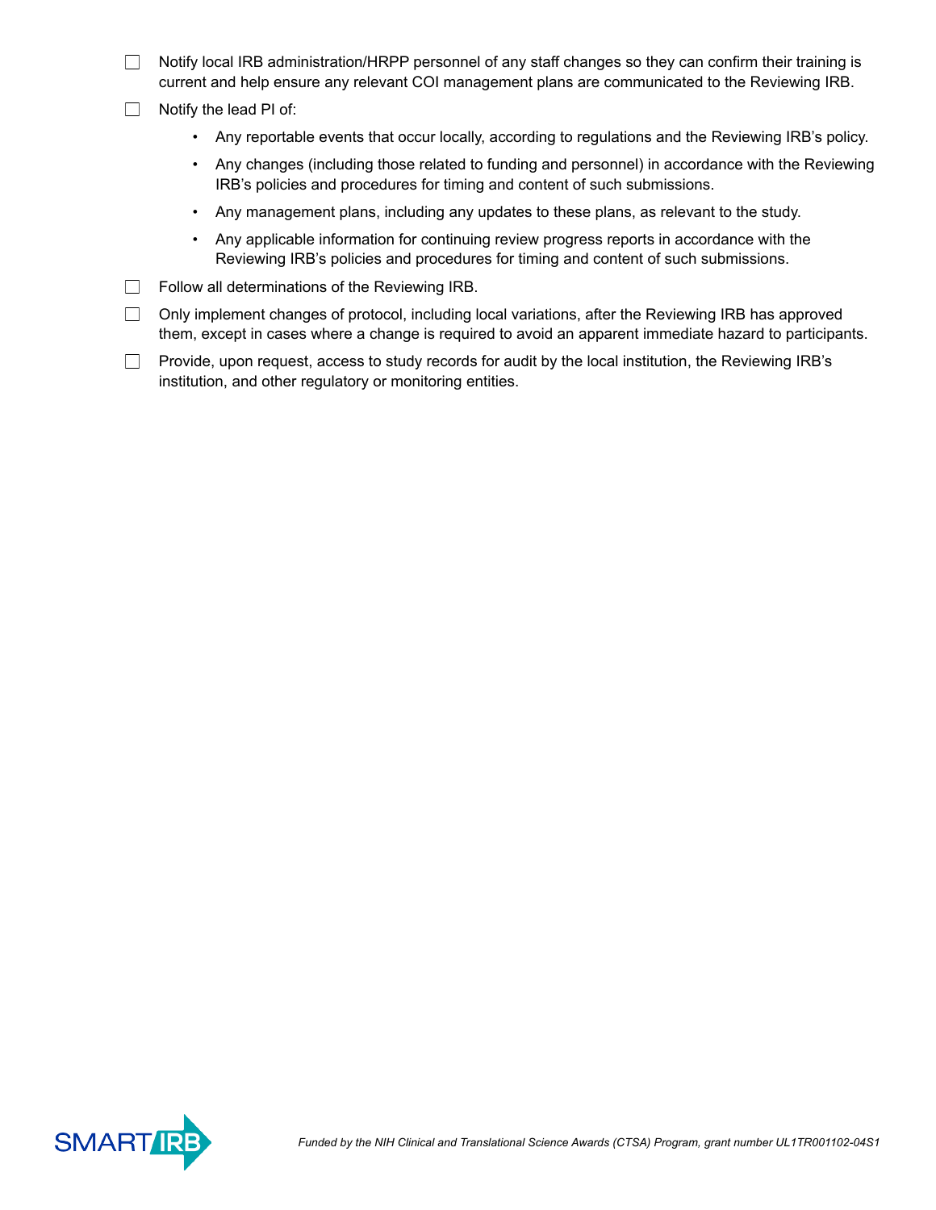- [ ] Notify local IRB administration/HRPP personnel of any staff changes so they can confirm their training is current and help ensure any relevant COI management plans are communicated to the Reviewing IRB.
- [ ] Notify the lead PI of:
    - Any reportable events that occur locally, according to regulations and the Reviewing IRB's policy.
    - Any changes (including those related to funding and personnel) in accordance with the Reviewing IRB's policies and procedures for timing and content of such submissions.
    - Any management plans, including any updates to these plans, as relevant to the study.
    - Any applicable information for continuing review progress reports in accordance with the Reviewing IRB's policies and procedures for timing and content of such submissions.
- [ ] Follow all determinations of the Reviewing IRB.
- [ ] Only implement changes of protocol, including local variations, after the Reviewing IRB has approved them, except in cases where a change is required to avoid an apparent immediate hazard to participants.
- [ ] Provide, upon request, access to study records for audit by the local institution, the Reviewing IRB's institution, and other regulatory or monitoring entities.

SMART IRB

*Funded by the NIH Clinical and Translational Science Awards (CTSA) Program, grant number UL1TR001102-04S1*